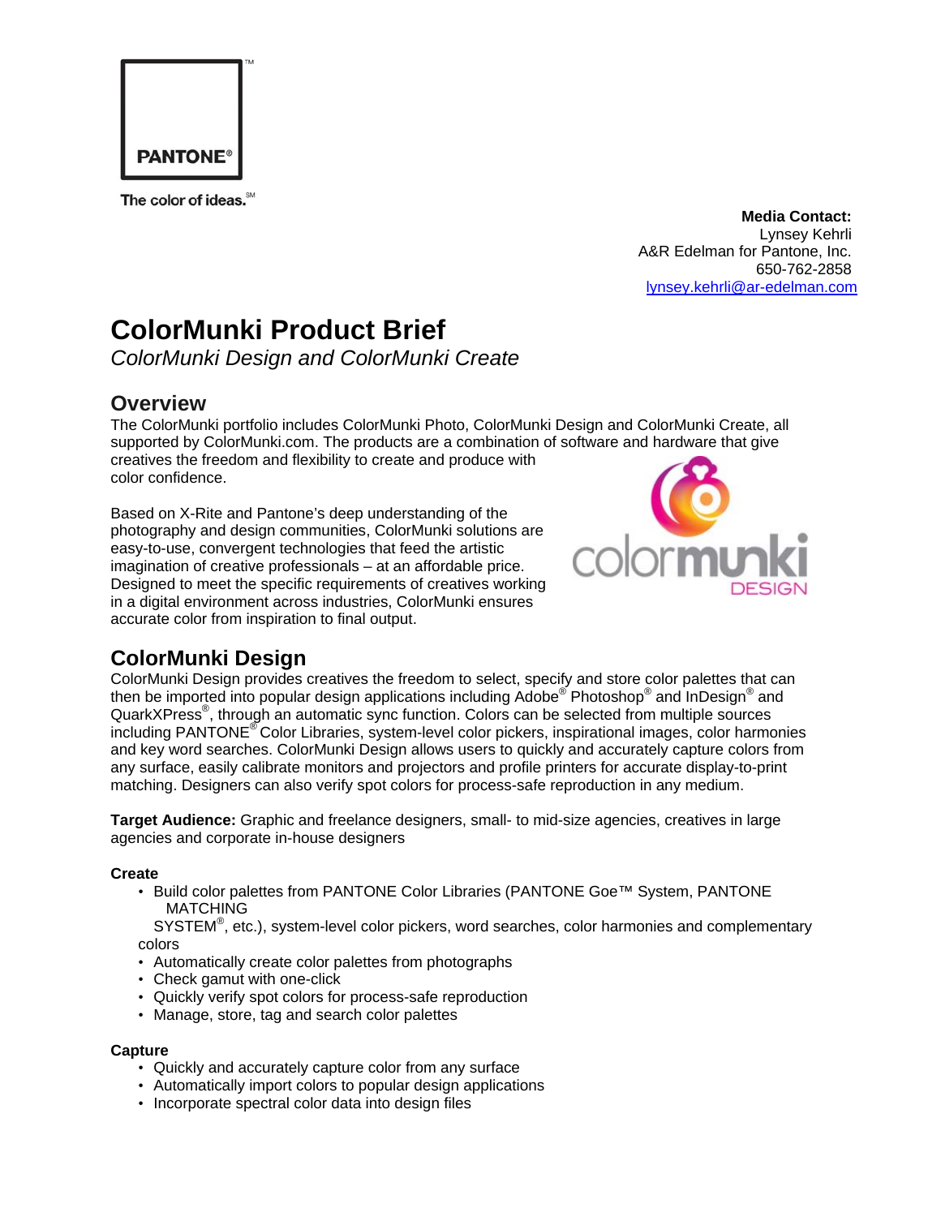PANTONE®

The color of ideas.[SM]

**Media Contact:**
Lynsey Kehrli
A&R Edelman for Pantone, Inc.
650-762-2858
lynsey.kehrli@ar-edelman.com

# ColorMunki Product Brief

*ColorMunki Design and ColorMunki Create*

## Overview

The ColorMunki portfolio includes ColorMunki Photo, ColorMunki Design and ColorMunki Create, all supported by ColorMunki.com. The products are a combination of software and hardware that give creatives the freedom and flexibility to create and produce with color confidence.

Based on X-Rite and Pantone's deep understanding of the photography and design communities, ColorMunki solutions are easy-to-use, convergent technologies that feed the artistic imagination of creative professionals – at an affordable price. Designed to meet the specific requirements of creatives working in a digital environment across industries, ColorMunki ensures accurate color from inspiration to final output.

## ColorMunki Design

ColorMunki Design provides creatives the freedom to select, specify and store color palettes that can then be imported into popular design applications including Adobe® Photoshop® and InDesign® and QuarkXPress®, through an automatic sync function. Colors can be selected from multiple sources including PANTONE® Color Libraries, system-level color pickers, inspirational images, color harmonies and key word searches. ColorMunki Design allows users to quickly and accurately capture colors from any surface, easily calibrate monitors and projectors and profile printers for accurate display-to-print matching. Designers can also verify spot colors for process-safe reproduction in any medium.

**Target Audience:** Graphic and freelance designers, small- to mid-size agencies, creatives in large agencies and corporate in-house designers

**Create**

- Build color palettes from PANTONE Color Libraries (PANTONE Goe™ System, PANTONE MATCHING SYSTEM®, etc.), system-level color pickers, word searches, color harmonies and complementary colors
- Automatically create color palettes from photographs
- Check gamut with one-click
- Quickly verify spot colors for process-safe reproduction
- Manage, store, tag and search color palettes

**Capture**

- Quickly and accurately capture color from any surface
- Automatically import colors to popular design applications
- Incorporate spectral color data into design files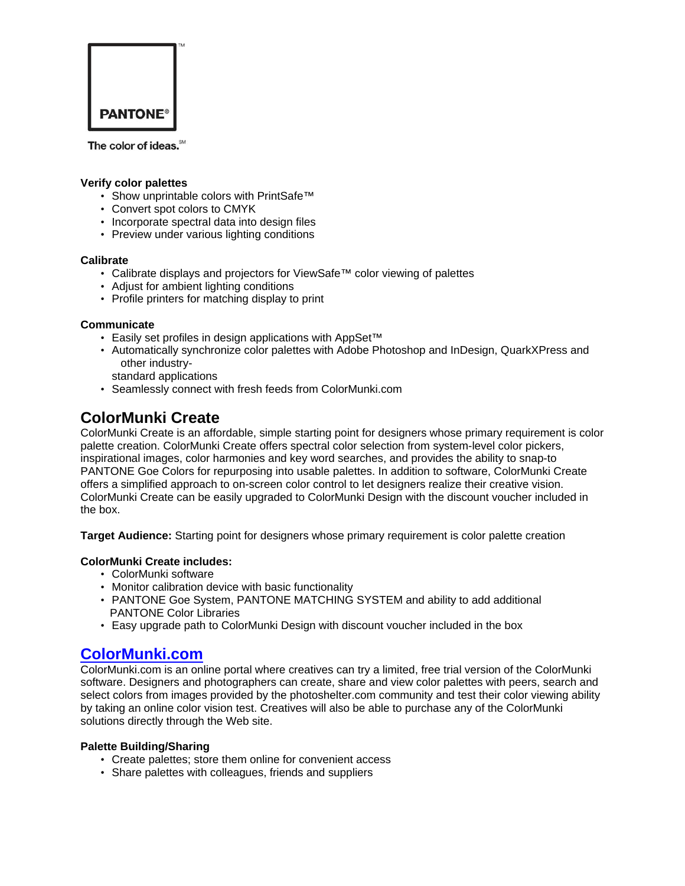PANTONE®

The color of ideas.℠

**Verify color palettes**

- Show unprintable colors with PrintSafe™
- Convert spot colors to CMYK
- Incorporate spectral data into design files
- Preview under various lighting conditions

**Calibrate**

- Calibrate displays and projectors for ViewSafe™ color viewing of palettes
- Adjust for ambient lighting conditions
- Profile printers for matching display to print

**Communicate**

- Easily set profiles in design applications with AppSet™
- Automatically synchronize color palettes with Adobe Photoshop and InDesign, QuarkXPress and other industry-standard applications
- Seamlessly connect with fresh feeds from ColorMunki.com

## ColorMunki Create

ColorMunki Create is an affordable, simple starting point for designers whose primary requirement is color palette creation. ColorMunki Create offers spectral color selection from system-level color pickers, inspirational images, color harmonies and key word searches, and provides the ability to snap-to PANTONE Goe Colors for repurposing into usable palettes. In addition to software, ColorMunki Create offers a simplified approach to on-screen color control to let designers realize their creative vision. ColorMunki Create can be easily upgraded to ColorMunki Design with the discount voucher included in the box.

**Target Audience:** Starting point for designers whose primary requirement is color palette creation

**ColorMunki Create includes:**

- ColorMunki software
- Monitor calibration device with basic functionality
- PANTONE Goe System, PANTONE MATCHING SYSTEM and ability to add additional PANTONE Color Libraries
- Easy upgrade path to ColorMunki Design with discount voucher included in the box

## ColorMunki.com

ColorMunki.com is an online portal where creatives can try a limited, free trial version of the ColorMunki software. Designers and photographers can create, share and view color palettes with peers, search and select colors from images provided by the photoshelter.com community and test their color viewing ability by taking an online color vision test. Creatives will also be able to purchase any of the ColorMunki solutions directly through the Web site.

**Palette Building/Sharing**

- Create palettes; store them online for convenient access
- Share palettes with colleagues, friends and suppliers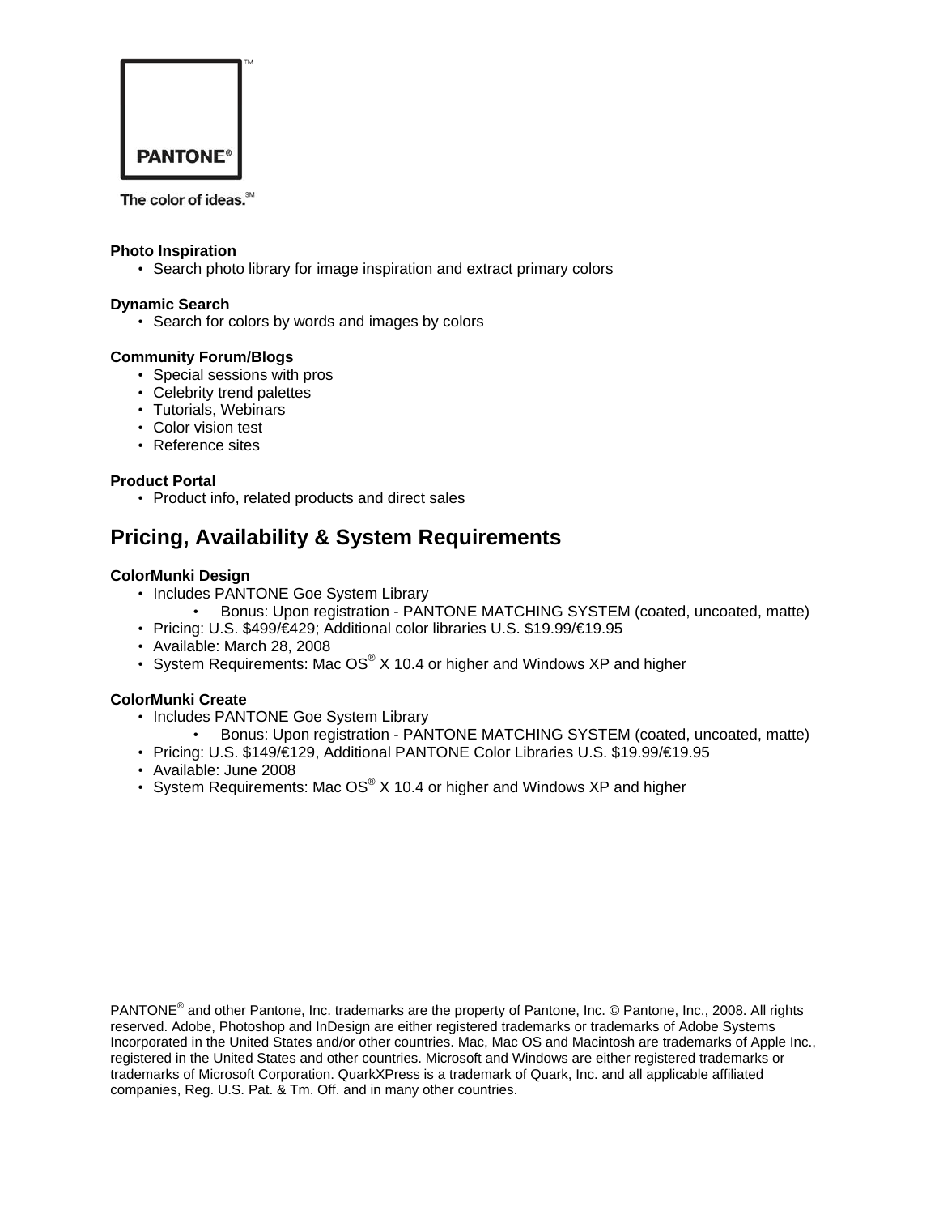PANTONE®

The color of ideas.℠

**Photo Inspiration**

- Search photo library for image inspiration and extract primary colors

**Dynamic Search**

- Search for colors by words and images by colors

**Community Forum/Blogs**

- Special sessions with pros
- Celebrity trend palettes
- Tutorials, Webinars
- Color vision test
- Reference sites

**Product Portal**

- Product info, related products and direct sales

## Pricing, Availability & System Requirements

**ColorMunki Design**

- Includes PANTONE Goe System Library
  - Bonus: Upon registration - PANTONE MATCHING SYSTEM (coated, uncoated, matte)
- Pricing: U.S. $499/€429; Additional color libraries U.S. $19.99/€19.95
- Available: March 28, 2008
- System Requirements: Mac OS® X 10.4 or higher and Windows XP and higher

**ColorMunki Create**

- Includes PANTONE Goe System Library
  - Bonus: Upon registration - PANTONE MATCHING SYSTEM (coated, uncoated, matte)
- Pricing: U.S. $149/€129, Additional PANTONE Color Libraries U.S. $19.99/€19.95
- Available: June 2008
- System Requirements: Mac OS® X 10.4 or higher and Windows XP and higher

PANTONE® and other Pantone, Inc. trademarks are the property of Pantone, Inc. © Pantone, Inc., 2008. All rights reserved. Adobe, Photoshop and InDesign are either registered trademarks or trademarks of Adobe Systems Incorporated in the United States and/or other countries. Mac, Mac OS and Macintosh are trademarks of Apple Inc., registered in the United States and other countries. Microsoft and Windows are either registered trademarks or trademarks of Microsoft Corporation. QuarkXPress is a trademark of Quark, Inc. and all applicable affiliated companies, Reg. U.S. Pat. & Tm. Off. and in many other countries.